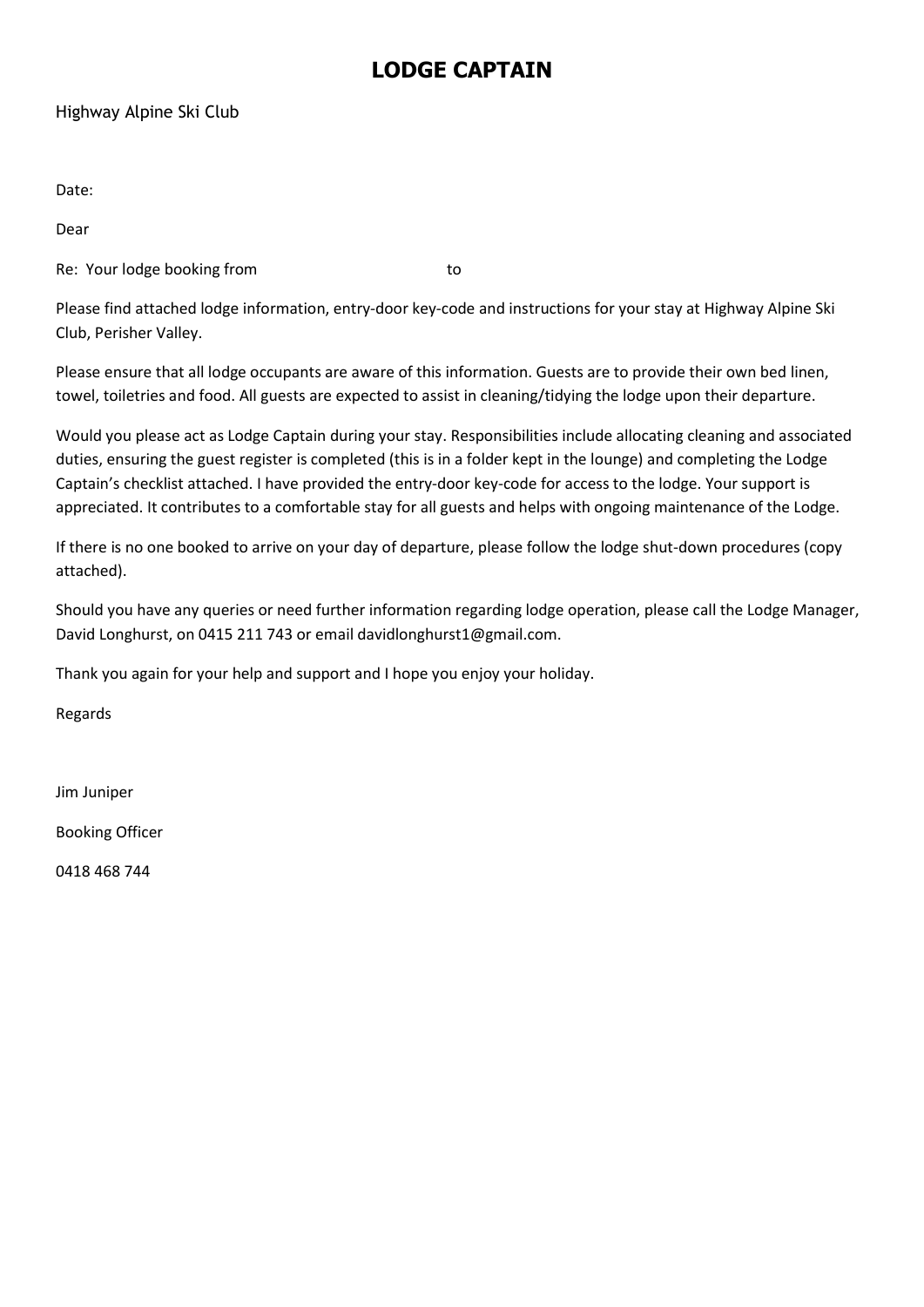# LODGE CAPTAIN

Highway Alpine Ski Club

Date:

Dear

Re: Your lodge booking from to

Please find attached lodge information, entry-door key-code and instructions for your stay at Highway Alpine Ski Club, Perisher Valley.

Please ensure that all lodge occupants are aware of this information. Guests are to provide their own bed linen, towel, toiletries and food. All guests are expected to assist in cleaning/tidying the lodge upon their departure.

Would you please act as Lodge Captain during your stay. Responsibilities include allocating cleaning and associated duties, ensuring the guest register is completed (this is in a folder kept in the lounge) and completing the Lodge Captain's checklist attached. I have provided the entry-door key-code for access to the lodge. Your support is appreciated. It contributes to a comfortable stay for all guests and helps with ongoing maintenance of the Lodge.

If there is no one booked to arrive on your day of departure, please follow the lodge shut-down procedures (copy attached).

Should you have any queries or need further information regarding lodge operation, please call the Lodge Manager, David Longhurst, on 0415 211 743 or email davidlonghurst1@gmail.com.

Thank you again for your help and support and I hope you enjoy your holiday.

Regards

Jim Juniper

Booking Officer

0418 468 744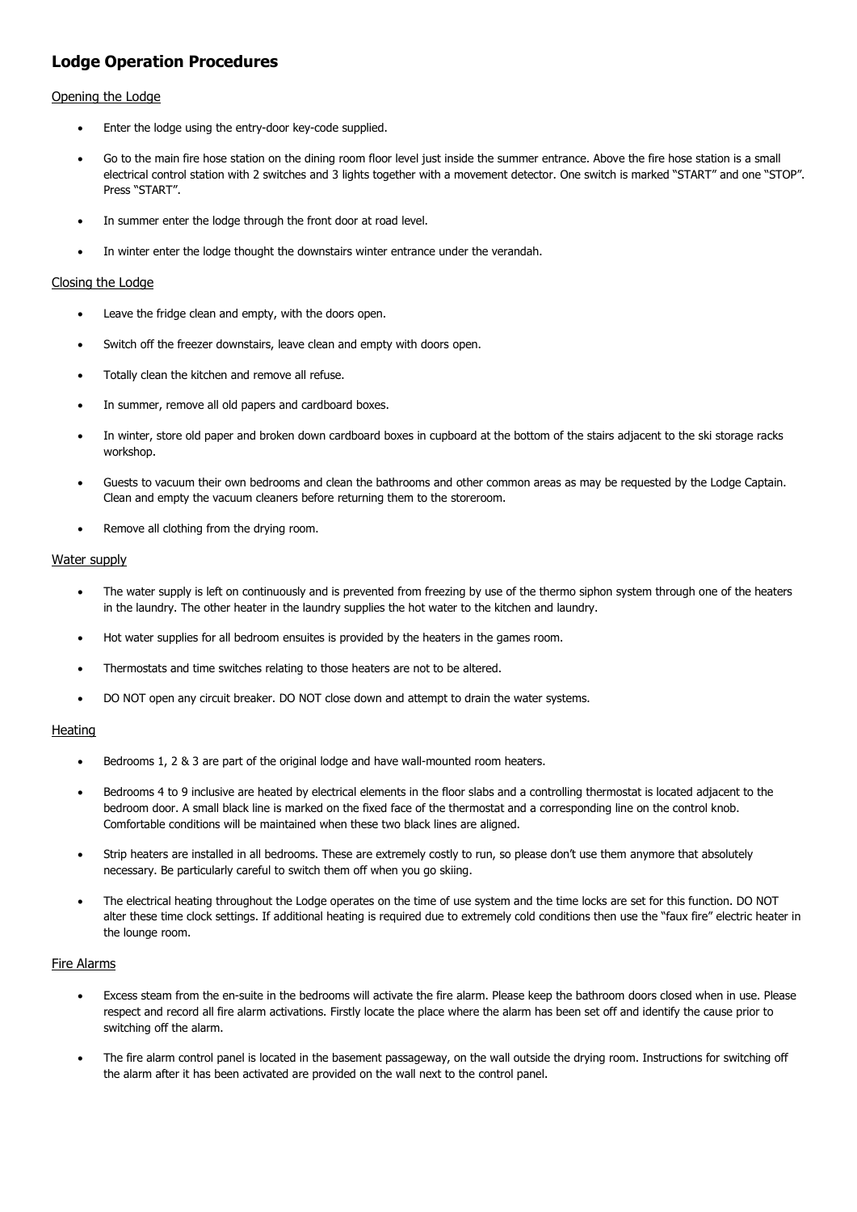# Lodge Operation Procedures

## Opening the Lodge

- Enter the lodge using the entry-door key-code supplied.
- Go to the main fire hose station on the dining room floor level just inside the summer entrance. Above the fire hose station is a small electrical control station with 2 switches and 3 lights together with a movement detector. One switch is marked "START" and one "STOP". Press "START".
- In summer enter the lodge through the front door at road level.
- In winter enter the lodge thought the downstairs winter entrance under the verandah.

## Closing the Lodge

- Leave the fridge clean and empty, with the doors open.
- Switch off the freezer downstairs, leave clean and empty with doors open.
- Totally clean the kitchen and remove all refuse.
- In summer, remove all old papers and cardboard boxes.
- In winter, store old paper and broken down cardboard boxes in cupboard at the bottom of the stairs adjacent to the ski storage racks workshop.
- Guests to vacuum their own bedrooms and clean the bathrooms and other common areas as may be requested by the Lodge Captain. Clean and empty the vacuum cleaners before returning them to the storeroom.
- Remove all clothing from the drying room.

## Water supply

- The water supply is left on continuously and is prevented from freezing by use of the thermo siphon system through one of the heaters in the laundry. The other heater in the laundry supplies the hot water to the kitchen and laundry.
- Hot water supplies for all bedroom ensuites is provided by the heaters in the games room.
- Thermostats and time switches relating to those heaters are not to be altered.
- DO NOT open any circuit breaker. DO NOT close down and attempt to drain the water systems.

## Heating

- Bedrooms 1, 2 & 3 are part of the original lodge and have wall-mounted room heaters.
- Bedrooms 4 to 9 inclusive are heated by electrical elements in the floor slabs and a controlling thermostat is located adjacent to the bedroom door. A small black line is marked on the fixed face of the thermostat and a corresponding line on the control knob. Comfortable conditions will be maintained when these two black lines are aligned.
- Strip heaters are installed in all bedrooms. These are extremely costly to run, so please don't use them anymore that absolutely necessary. Be particularly careful to switch them off when you go skiing.
- The electrical heating throughout the Lodge operates on the time of use system and the time locks are set for this function. DO NOT alter these time clock settings. If additional heating is required due to extremely cold conditions then use the "faux fire" electric heater in the lounge room.

## Fire Alarms

- Excess steam from the en-suite in the bedrooms will activate the fire alarm. Please keep the bathroom doors closed when in use. Please respect and record all fire alarm activations. Firstly locate the place where the alarm has been set off and identify the cause prior to switching off the alarm.
- The fire alarm control panel is located in the basement passageway, on the wall outside the drying room. Instructions for switching off the alarm after it has been activated are provided on the wall next to the control panel.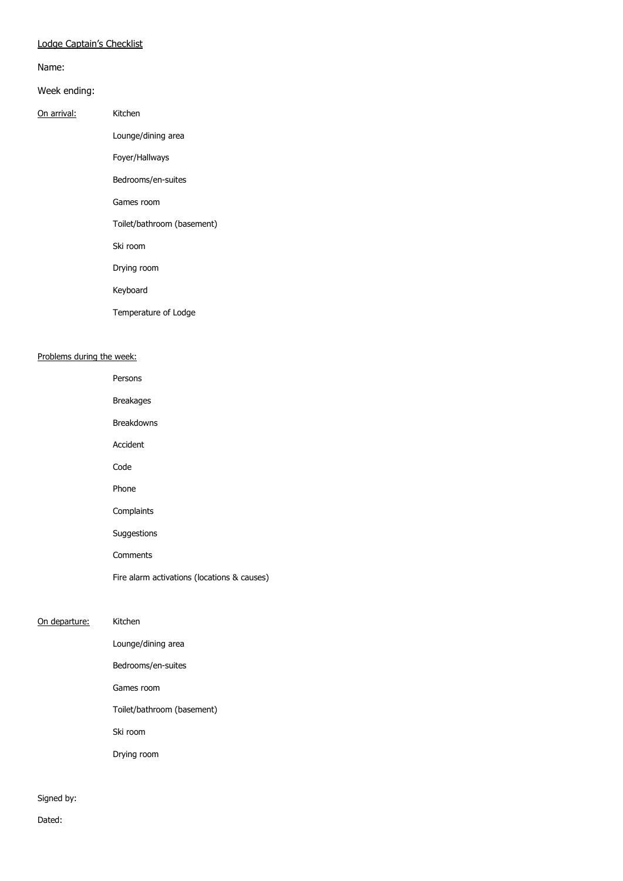Lodge Captain's Checklist

Name:

Week ending:

On arrival:

- Kitchen
- Lounge/dining area
- Foyer/Hallways
- Bedrooms/en-suites
- Games room
- Toilet/bathroom (basement)
- Ski room
- Drying room
- Keyboard
- Temperature of Lodge

Problems during the week:

- Persons
- Breakages
- Breakdowns
- Accident
- Code
- Phone
- Complaints
- Suggestions
- Comments
- Fire alarm activations (locations & causes)

On departure:

- Kitchen
- Lounge/dining area
- Bedrooms/en-suites
- Games room
- Toilet/bathroom (basement)
- Ski room
- Drying room

Signed by:

Dated: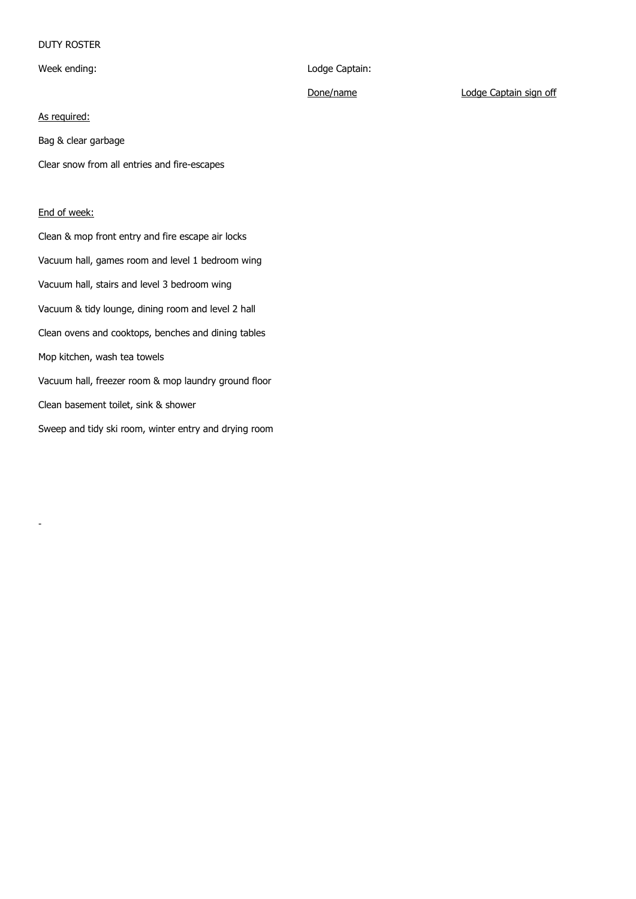DUTY ROSTER

| | | |
|---|---|---|
| Week ending: | Lodge Captain: | |
| | Done/name | Lodge Captain sign off |
| As required: | | |
| Bag & clear garbage | | |
| Clear snow from all entries and fire-escapes | | |
| | | |
| End of week: | | |
| Clean & mop front entry and fire escape air locks | | |
| Vacuum hall, games room and level 1 bedroom wing | | |
| Vacuum hall, stairs and level 3 bedroom wing | | |
| Vacuum & tidy lounge, dining room and level 2 hall | | |
| Clean ovens and cooktops, benches and dining tables | | |
| Mop kitchen, wash tea towels | | |
| Vacuum hall, freezer room & mop laundry ground floor | | |
| Clean basement toilet, sink & shower | | |
| Sweep and tidy ski room, winter entry and drying room | | |

-